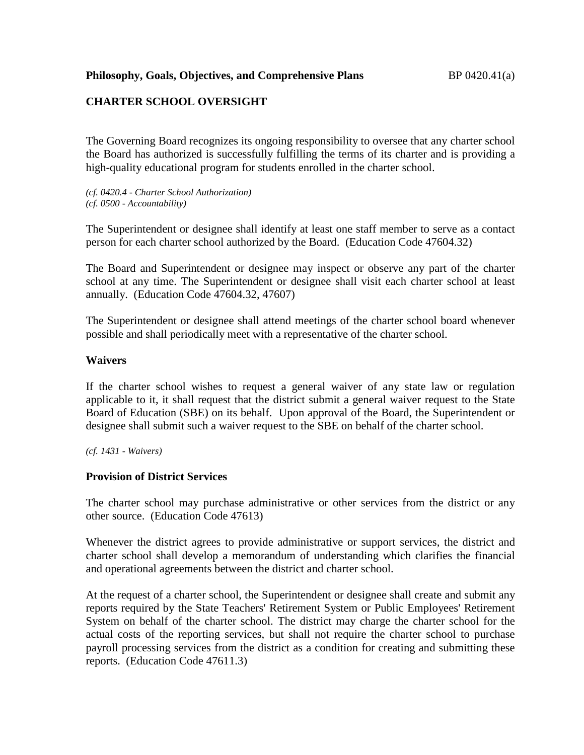**Philosophy, Goals, Objectives, and Comprehensive Plans** BP 0420.41(a)

## CHARTER SCHOOL OVERSIGHT

The Governing Board recognizes its ongoing responsibility to oversee that any charter school the Board has authorized is successfully fulfilling the terms of its charter and is providing a high-quality educational program for students enrolled in the charter school.

*(cf. 0420.4 - Charter School Authorization)*
*(cf. 0500 - Accountability)*

The Superintendent or designee shall identify at least one staff member to serve as a contact person for each charter school authorized by the Board. (Education Code 47604.32)

The Board and Superintendent or designee may inspect or observe any part of the charter school at any time. The Superintendent or designee shall visit each charter school at least annually. (Education Code 47604.32, 47607)

The Superintendent or designee shall attend meetings of the charter school board whenever possible and shall periodically meet with a representative of the charter school.

### Waivers

If the charter school wishes to request a general waiver of any state law or regulation applicable to it, it shall request that the district submit a general waiver request to the State Board of Education (SBE) on its behalf. Upon approval of the Board, the Superintendent or designee shall submit such a waiver request to the SBE on behalf of the charter school.

*(cf. 1431 - Waivers)*

### Provision of District Services

The charter school may purchase administrative or other services from the district or any other source. (Education Code 47613)

Whenever the district agrees to provide administrative or support services, the district and charter school shall develop a memorandum of understanding which clarifies the financial and operational agreements between the district and charter school.

At the request of a charter school, the Superintendent or designee shall create and submit any reports required by the State Teachers' Retirement System or Public Employees' Retirement System on behalf of the charter school. The district may charge the charter school for the actual costs of the reporting services, but shall not require the charter school to purchase payroll processing services from the district as a condition for creating and submitting these reports. (Education Code 47611.3)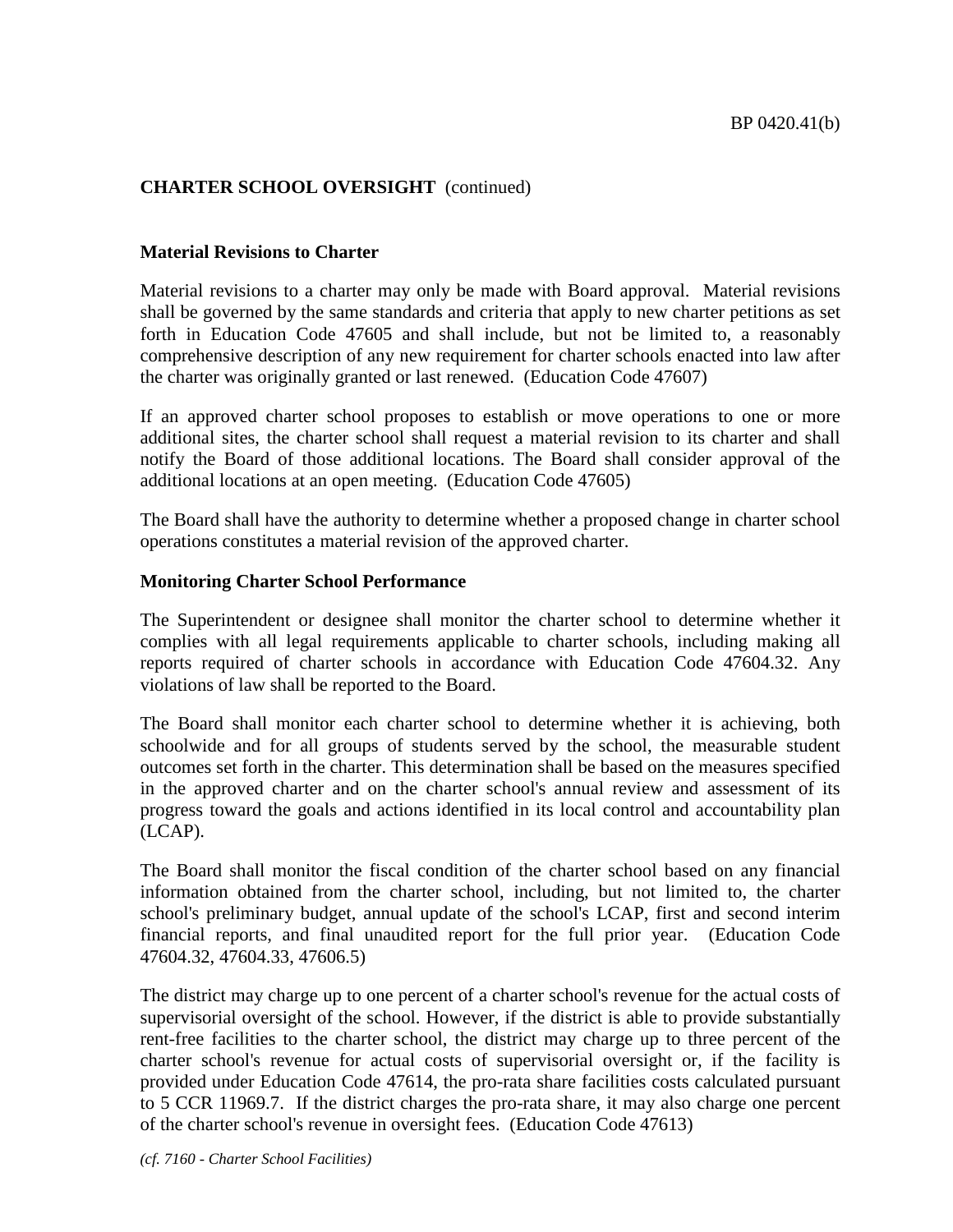**CHARTER SCHOOL OVERSIGHT** (continued)

### Material Revisions to Charter

Material revisions to a charter may only be made with Board approval. Material revisions shall be governed by the same standards and criteria that apply to new charter petitions as set forth in Education Code 47605 and shall include, but not be limited to, a reasonably comprehensive description of any new requirement for charter schools enacted into law after the charter was originally granted or last renewed. (Education Code 47607)

If an approved charter school proposes to establish or move operations to one or more additional sites, the charter school shall request a material revision to its charter and shall notify the Board of those additional locations. The Board shall consider approval of the additional locations at an open meeting. (Education Code 47605)

The Board shall have the authority to determine whether a proposed change in charter school operations constitutes a material revision of the approved charter.

### Monitoring Charter School Performance

The Superintendent or designee shall monitor the charter school to determine whether it complies with all legal requirements applicable to charter schools, including making all reports required of charter schools in accordance with Education Code 47604.32. Any violations of law shall be reported to the Board.

The Board shall monitor each charter school to determine whether it is achieving, both schoolwide and for all groups of students served by the school, the measurable student outcomes set forth in the charter. This determination shall be based on the measures specified in the approved charter and on the charter school's annual review and assessment of its progress toward the goals and actions identified in its local control and accountability plan (LCAP).

The Board shall monitor the fiscal condition of the charter school based on any financial information obtained from the charter school, including, but not limited to, the charter school's preliminary budget, annual update of the school's LCAP, first and second interim financial reports, and final unaudited report for the full prior year. (Education Code 47604.32, 47604.33, 47606.5)

The district may charge up to one percent of a charter school's revenue for the actual costs of supervisorial oversight of the school. However, if the district is able to provide substantially rent-free facilities to the charter school, the district may charge up to three percent of the charter school's revenue for actual costs of supervisorial oversight or, if the facility is provided under Education Code 47614, the pro-rata share facilities costs calculated pursuant to 5 CCR 11969.7. If the district charges the pro-rata share, it may also charge one percent of the charter school's revenue in oversight fees. (Education Code 47613)

*(cf. 7160 - Charter School Facilities)*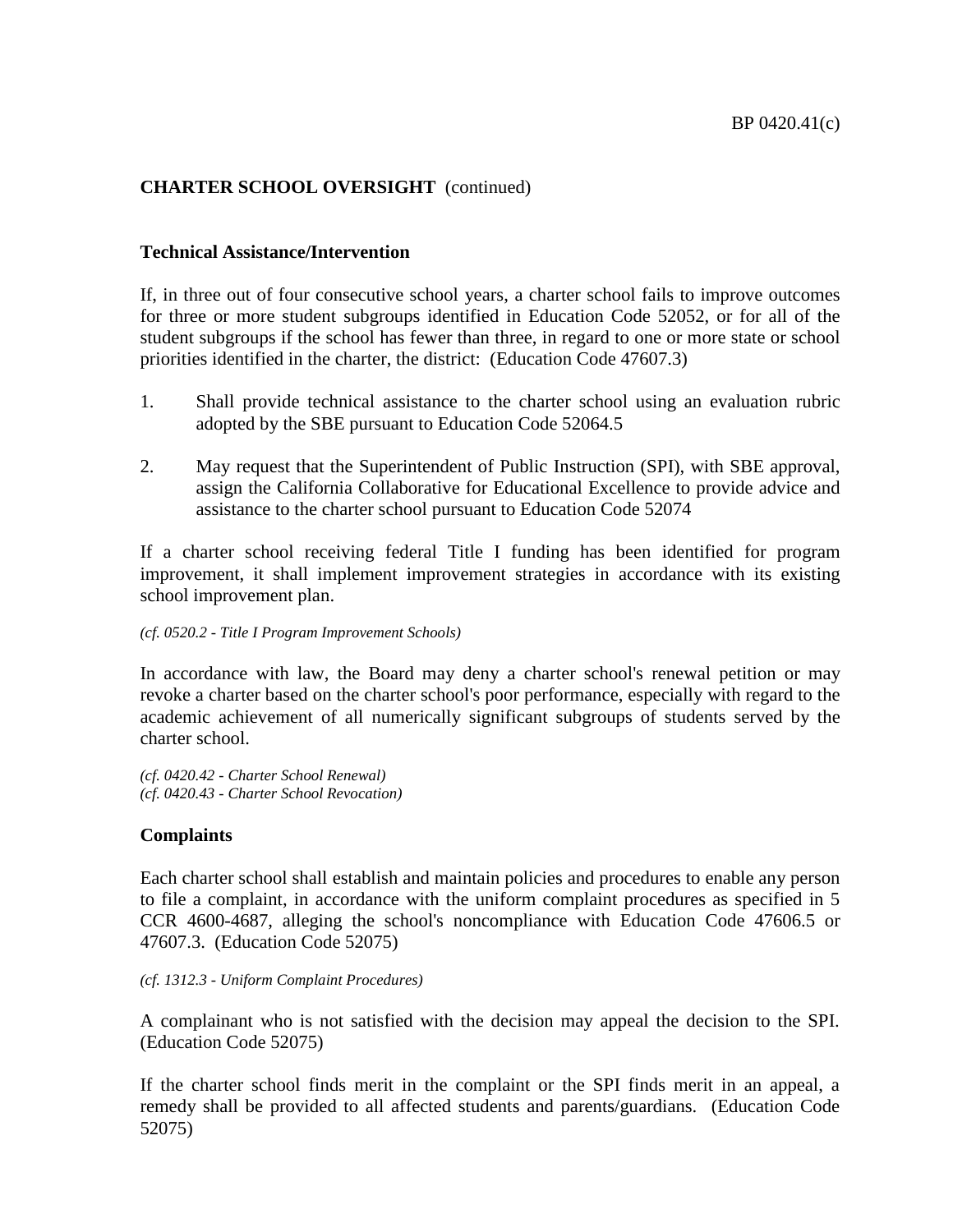**CHARTER SCHOOL OVERSIGHT** (continued)

**Technical Assistance/Intervention**

If, in three out of four consecutive school years, a charter school fails to improve outcomes for three or more student subgroups identified in Education Code 52052, or for all of the student subgroups if the school has fewer than three, in regard to one or more state or school priorities identified in the charter, the district: (Education Code 47607.3)

1. Shall provide technical assistance to the charter school using an evaluation rubric adopted by the SBE pursuant to Education Code 52064.5

2. May request that the Superintendent of Public Instruction (SPI), with SBE approval, assign the California Collaborative for Educational Excellence to provide advice and assistance to the charter school pursuant to Education Code 52074

If a charter school receiving federal Title I funding has been identified for program improvement, it shall implement improvement strategies in accordance with its existing school improvement plan.

*(cf. 0520.2 - Title I Program Improvement Schools)*

In accordance with law, the Board may deny a charter school's renewal petition or may revoke a charter based on the charter school's poor performance, especially with regard to the academic achievement of all numerically significant subgroups of students served by the charter school.

*(cf. 0420.42 - Charter School Renewal)*
*(cf. 0420.43 - Charter School Revocation)*

**Complaints**

Each charter school shall establish and maintain policies and procedures to enable any person to file a complaint, in accordance with the uniform complaint procedures as specified in 5 CCR 4600-4687, alleging the school's noncompliance with Education Code 47606.5 or 47607.3. (Education Code 52075)

*(cf. 1312.3 - Uniform Complaint Procedures)*

A complainant who is not satisfied with the decision may appeal the decision to the SPI. (Education Code 52075)

If the charter school finds merit in the complaint or the SPI finds merit in an appeal, a remedy shall be provided to all affected students and parents/guardians. (Education Code 52075)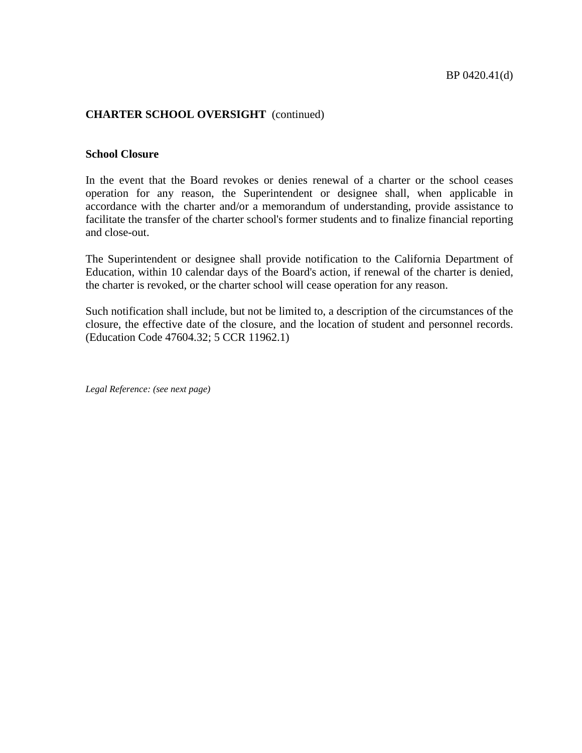**CHARTER SCHOOL OVERSIGHT** (continued)

### School Closure

In the event that the Board revokes or denies renewal of a charter or the school ceases operation for any reason, the Superintendent or designee shall, when applicable in accordance with the charter and/or a memorandum of understanding, provide assistance to facilitate the transfer of the charter school's former students and to finalize financial reporting and close-out.

The Superintendent or designee shall provide notification to the California Department of Education, within 10 calendar days of the Board's action, if renewal of the charter is denied, the charter is revoked, or the charter school will cease operation for any reason.

Such notification shall include, but not be limited to, a description of the circumstances of the closure, the effective date of the closure, and the location of student and personnel records. (Education Code 47604.32; 5 CCR 11962.1)

*Legal Reference: (see next page)*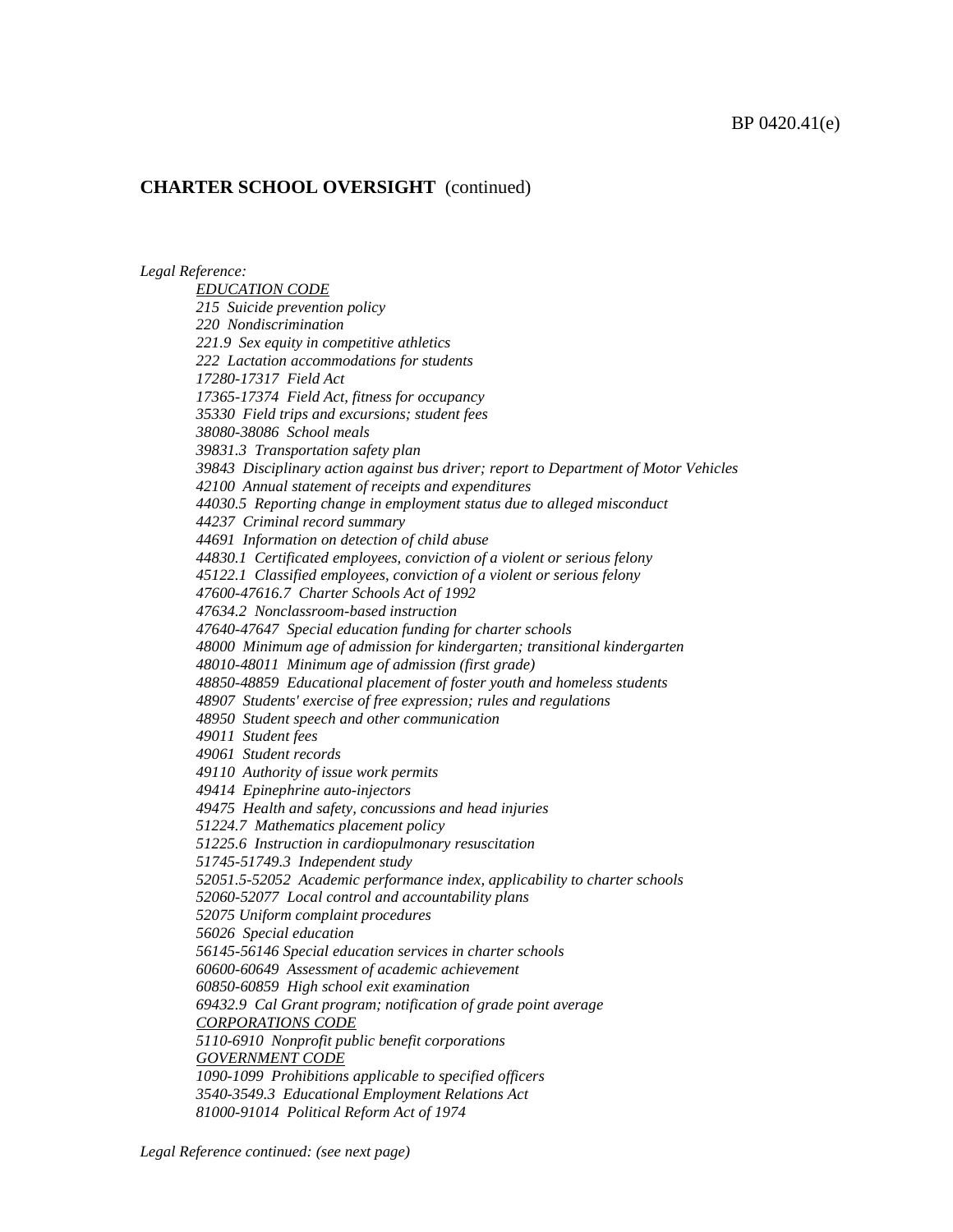**CHARTER SCHOOL OVERSIGHT** (continued)

*Legal Reference:*

*EDUCATION CODE*

*215 Suicide prevention policy*
*220 Nondiscrimination*
*221.9 Sex equity in competitive athletics*
*222 Lactation accommodations for students*
*17280-17317 Field Act*
*17365-17374 Field Act, fitness for occupancy*
*35330 Field trips and excursions; student fees*
*38080-38086 School meals*
*39831.3 Transportation safety plan*
*39843 Disciplinary action against bus driver; report to Department of Motor Vehicles*
*42100 Annual statement of receipts and expenditures*
*44030.5 Reporting change in employment status due to alleged misconduct*
*44237 Criminal record summary*
*44691 Information on detection of child abuse*
*44830.1 Certificated employees, conviction of a violent or serious felony*
*45122.1 Classified employees, conviction of a violent or serious felony*
*47600-47616.7 Charter Schools Act of 1992*
*47634.2 Nonclassroom-based instruction*
*47640-47647 Special education funding for charter schools*
*48000 Minimum age of admission for kindergarten; transitional kindergarten*
*48010-48011 Minimum age of admission (first grade)*
*48850-48859 Educational placement of foster youth and homeless students*
*48907 Students' exercise of free expression; rules and regulations*
*48950 Student speech and other communication*
*49011 Student fees*
*49061 Student records*
*49110 Authority of issue work permits*
*49414 Epinephrine auto-injectors*
*49475 Health and safety, concussions and head injuries*
*51224.7 Mathematics placement policy*
*51225.6 Instruction in cardiopulmonary resuscitation*
*51745-51749.3 Independent study*
*52051.5-52052 Academic performance index, applicability to charter schools*
*52060-52077 Local control and accountability plans*
*52075 Uniform complaint procedures*
*56026 Special education*
*56145-56146 Special education services in charter schools*
*60600-60649 Assessment of academic achievement*
*60850-60859 High school exit examination*
*69432.9 Cal Grant program; notification of grade point average*

*CORPORATIONS CODE*

*5110-6910 Nonprofit public benefit corporations*

*GOVERNMENT CODE*

*1090-1099 Prohibitions applicable to specified officers*
*3540-3549.3 Educational Employment Relations Act*
*81000-91014 Political Reform Act of 1974*

*Legal Reference continued: (see next page)*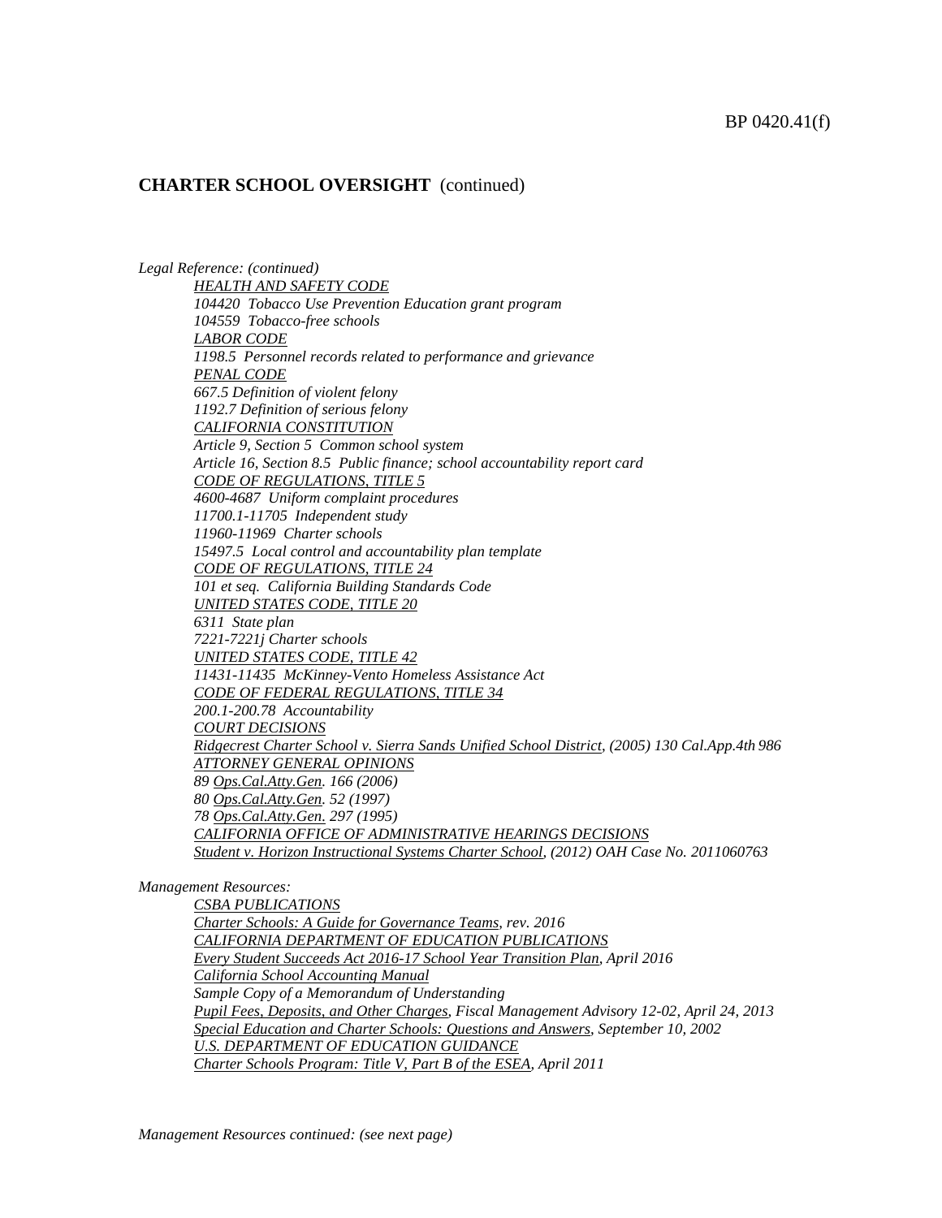## CHARTER SCHOOL OVERSIGHT (continued)

*Legal Reference: (continued)*

*HEALTH AND SAFETY CODE*
*104420 Tobacco Use Prevention Education grant program*
*104559 Tobacco-free schools*
*LABOR CODE*
*1198.5 Personnel records related to performance and grievance*
*PENAL CODE*
*667.5 Definition of violent felony*
*1192.7 Definition of serious felony*
*CALIFORNIA CONSTITUTION*
*Article 9, Section 5 Common school system*
*Article 16, Section 8.5 Public finance; school accountability report card*
*CODE OF REGULATIONS, TITLE 5*
*4600-4687 Uniform complaint procedures*
*11700.1-11705 Independent study*
*11960-11969 Charter schools*
*15497.5 Local control and accountability plan template*
*CODE OF REGULATIONS, TITLE 24*
*101 et seq. California Building Standards Code*
*UNITED STATES CODE, TITLE 20*
*6311 State plan*
*7221-7221j Charter schools*
*UNITED STATES CODE, TITLE 42*
*11431-11435 McKinney-Vento Homeless Assistance Act*
*CODE OF FEDERAL REGULATIONS, TITLE 34*
*200.1-200.78 Accountability*
*COURT DECISIONS*
*Ridgecrest Charter School v. Sierra Sands Unified School District, (2005) 130 Cal.App.4th 986*
*ATTORNEY GENERAL OPINIONS*
*89 Ops.Cal.Atty.Gen. 166 (2006)*
*80 Ops.Cal.Atty.Gen. 52 (1997)*
*78 Ops.Cal.Atty.Gen. 297 (1995)*
*CALIFORNIA OFFICE OF ADMINISTRATIVE HEARINGS DECISIONS*
*Student v. Horizon Instructional Systems Charter School, (2012) OAH Case No. 2011060763*

*Management Resources:*

*CSBA PUBLICATIONS*
*Charter Schools: A Guide for Governance Teams, rev. 2016*
*CALIFORNIA DEPARTMENT OF EDUCATION PUBLICATIONS*
*Every Student Succeeds Act 2016-17 School Year Transition Plan, April 2016*
*California School Accounting Manual*
*Sample Copy of a Memorandum of Understanding*
*Pupil Fees, Deposits, and Other Charges, Fiscal Management Advisory 12-02, April 24, 2013*
*Special Education and Charter Schools: Questions and Answers, September 10, 2002*
*U.S. DEPARTMENT OF EDUCATION GUIDANCE*
*Charter Schools Program: Title V, Part B of the ESEA, April 2011*

*Management Resources continued: (see next page)*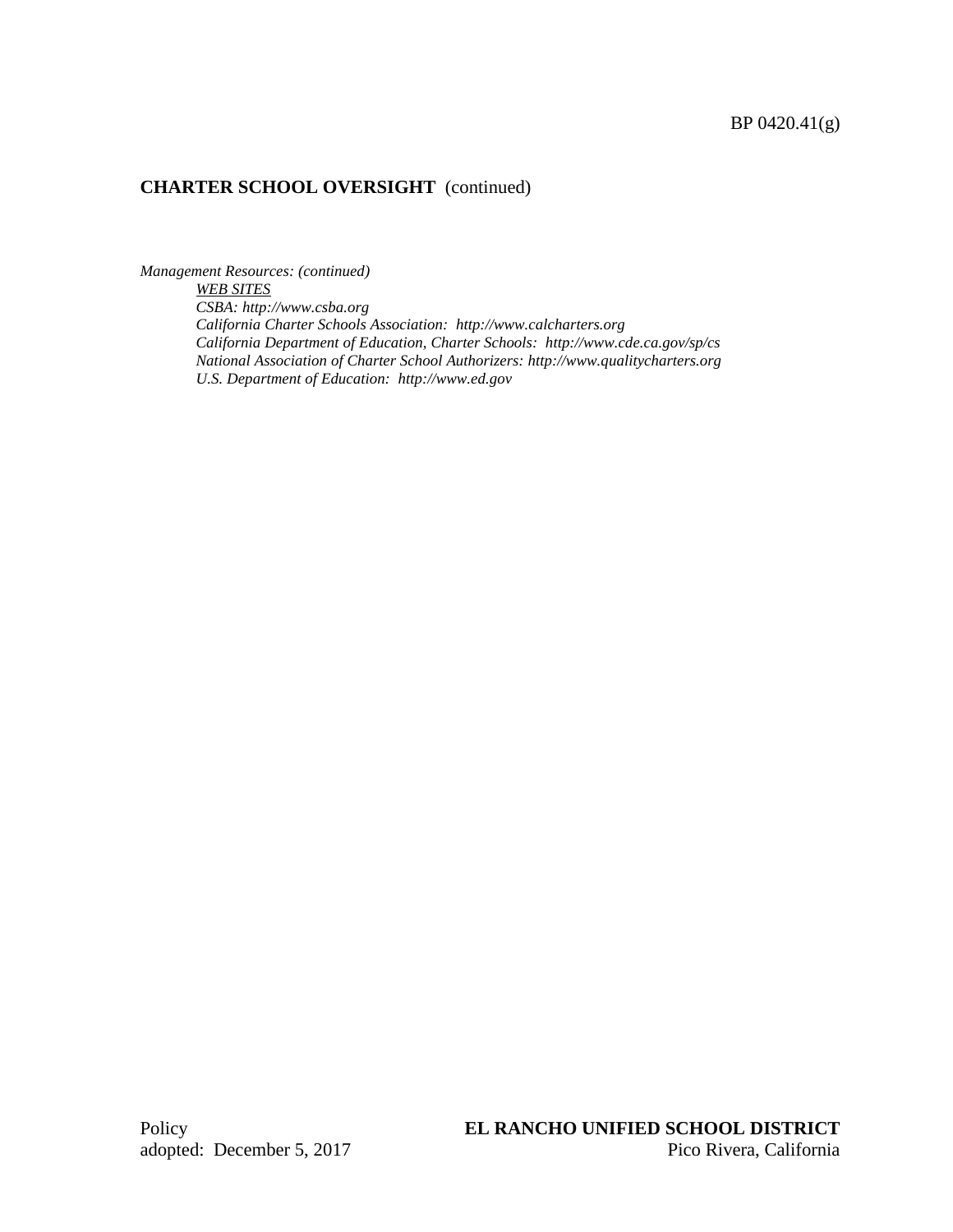**CHARTER SCHOOL OVERSIGHT** (continued)

*Management Resources: (continued)*

*WEB SITES*

*CSBA: http://www.csba.org*

*California Charter Schools Association: http://www.calcharters.org*

*California Department of Education, Charter Schools: http://www.cde.ca.gov/sp/cs*

*National Association of Charter School Authorizers: http://www.qualitycharters.org*

*U.S. Department of Education: http://www.ed.gov*

Policy
adopted: December 5, 2017

**EL RANCHO UNIFIED SCHOOL DISTRICT**
Pico Rivera, California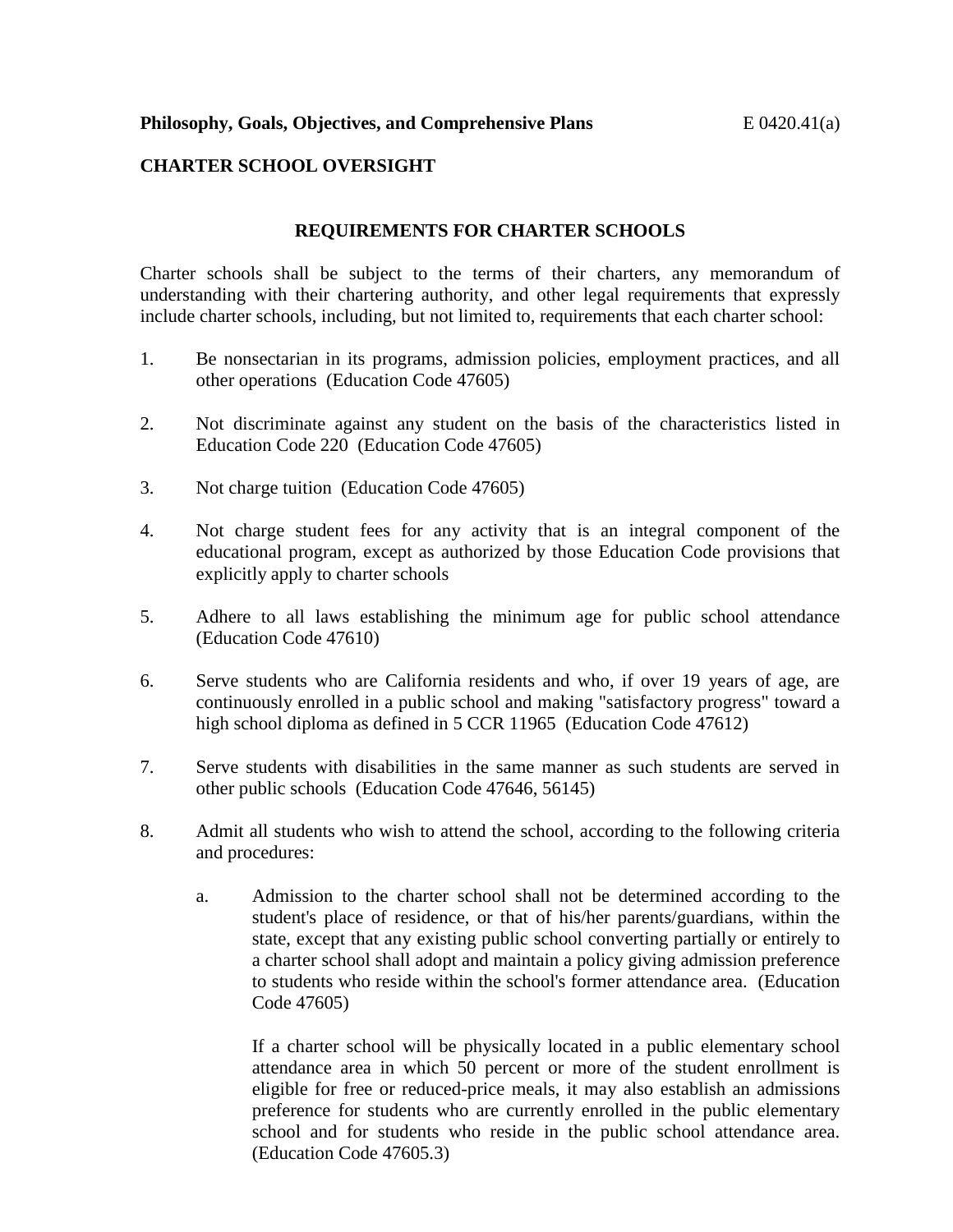**Philosophy, Goals, Objectives, and Comprehensive Plans** E 0420.41(a)

**CHARTER SCHOOL OVERSIGHT**

## REQUIREMENTS FOR CHARTER SCHOOLS

Charter schools shall be subject to the terms of their charters, any memorandum of understanding with their chartering authority, and other legal requirements that expressly include charter schools, including, but not limited to, requirements that each charter school:

1. Be nonsectarian in its programs, admission policies, employment practices, and all other operations (Education Code 47605)

2. Not discriminate against any student on the basis of the characteristics listed in Education Code 220 (Education Code 47605)

3. Not charge tuition (Education Code 47605)

4. Not charge student fees for any activity that is an integral component of the educational program, except as authorized by those Education Code provisions that explicitly apply to charter schools

5. Adhere to all laws establishing the minimum age for public school attendance (Education Code 47610)

6. Serve students who are California residents and who, if over 19 years of age, are continuously enrolled in a public school and making "satisfactory progress" toward a high school diploma as defined in 5 CCR 11965 (Education Code 47612)

7. Serve students with disabilities in the same manner as such students are served in other public schools (Education Code 47646, 56145)

8. Admit all students who wish to attend the school, according to the following criteria and procedures:

   a. Admission to the charter school shall not be determined according to the student's place of residence, or that of his/her parents/guardians, within the state, except that any existing public school converting partially or entirely to a charter school shall adopt and maintain a policy giving admission preference to students who reside within the school's former attendance area. (Education Code 47605)

      If a charter school will be physically located in a public elementary school attendance area in which 50 percent or more of the student enrollment is eligible for free or reduced-price meals, it may also establish an admissions preference for students who are currently enrolled in the public elementary school and for students who reside in the public school attendance area. (Education Code 47605.3)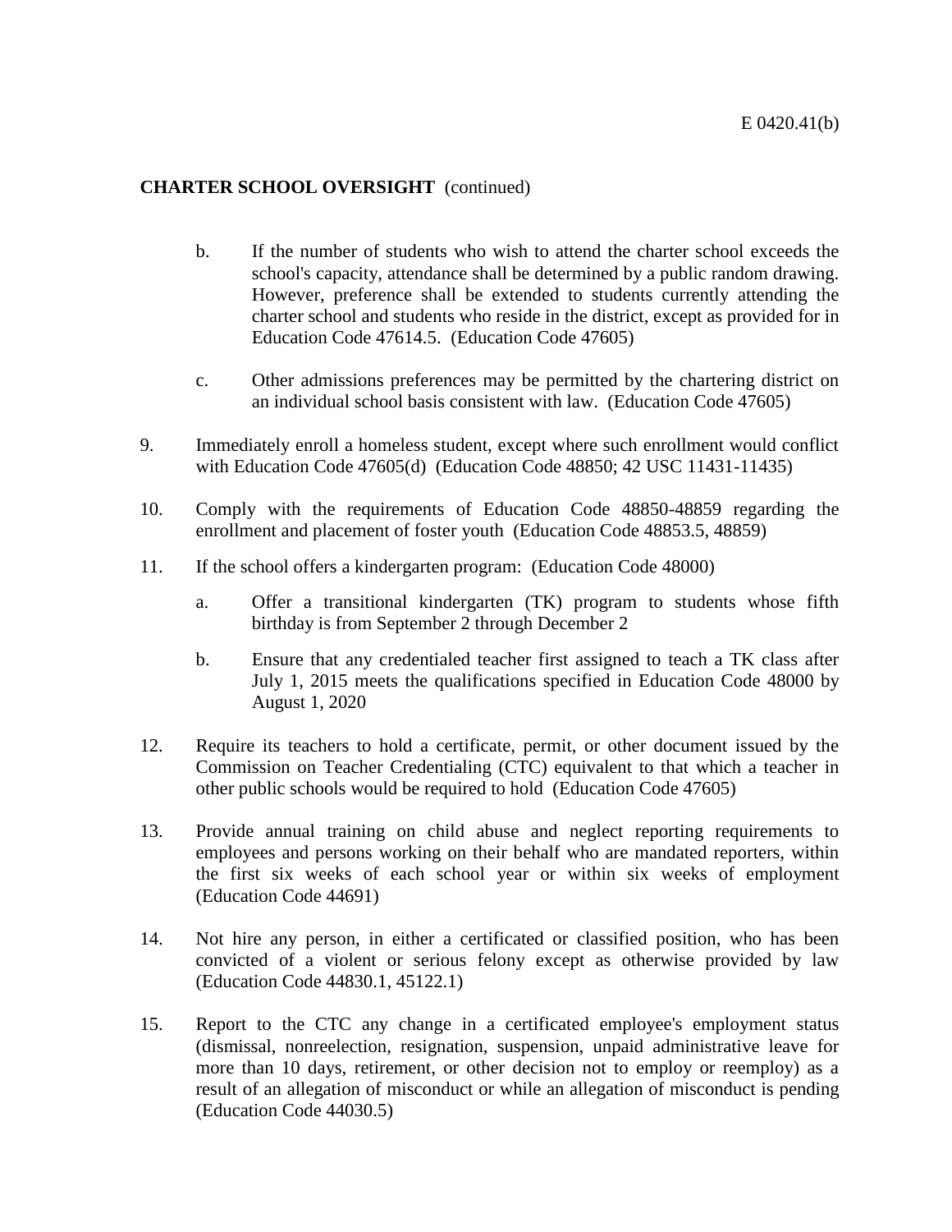**CHARTER SCHOOL OVERSIGHT** (continued)

   b. If the number of students who wish to attend the charter school exceeds the school's capacity, attendance shall be determined by a public random drawing. However, preference shall be extended to students currently attending the charter school and students who reside in the district, except as provided for in Education Code 47614.5. (Education Code 47605)

   c. Other admissions preferences may be permitted by the chartering district on an individual school basis consistent with law. (Education Code 47605)

9. Immediately enroll a homeless student, except where such enrollment would conflict with Education Code 47605(d) (Education Code 48850; 42 USC 11431-11435)

10. Comply with the requirements of Education Code 48850-48859 regarding the enrollment and placement of foster youth (Education Code 48853.5, 48859)

11. If the school offers a kindergarten program: (Education Code 48000)

    a. Offer a transitional kindergarten (TK) program to students whose fifth birthday is from September 2 through December 2

    b. Ensure that any credentialed teacher first assigned to teach a TK class after July 1, 2015 meets the qualifications specified in Education Code 48000 by August 1, 2020

12. Require its teachers to hold a certificate, permit, or other document issued by the Commission on Teacher Credentialing (CTC) equivalent to that which a teacher in other public schools would be required to hold (Education Code 47605)

13. Provide annual training on child abuse and neglect reporting requirements to employees and persons working on their behalf who are mandated reporters, within the first six weeks of each school year or within six weeks of employment (Education Code 44691)

14. Not hire any person, in either a certificated or classified position, who has been convicted of a violent or serious felony except as otherwise provided by law (Education Code 44830.1, 45122.1)

15. Report to the CTC any change in a certificated employee's employment status (dismissal, nonreelection, resignation, suspension, unpaid administrative leave for more than 10 days, retirement, or other decision not to employ or reemploy) as a result of an allegation of misconduct or while an allegation of misconduct is pending (Education Code 44030.5)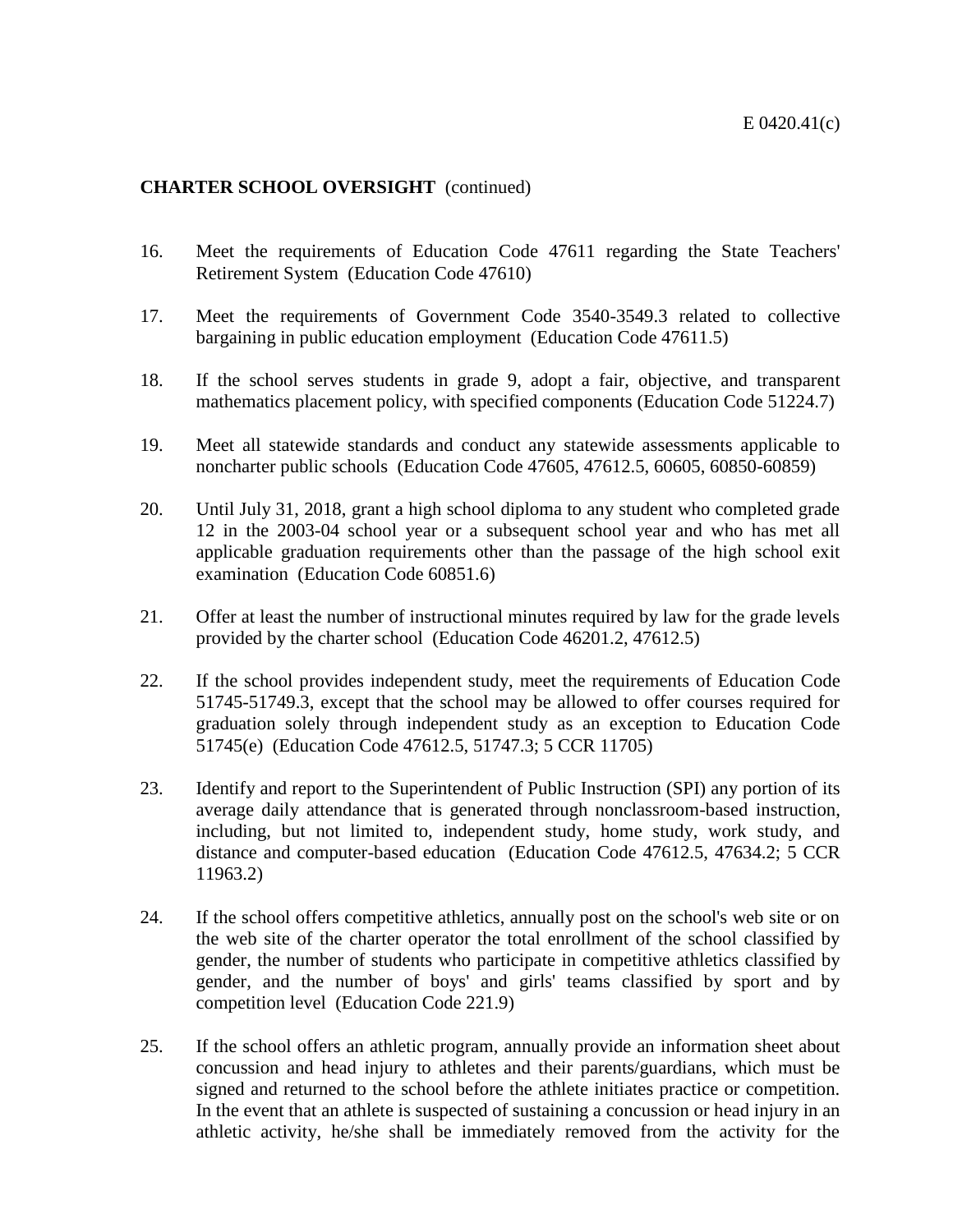**CHARTER SCHOOL OVERSIGHT** (continued)

16. Meet the requirements of Education Code 47611 regarding the State Teachers' Retirement System (Education Code 47610)

17. Meet the requirements of Government Code 3540-3549.3 related to collective bargaining in public education employment (Education Code 47611.5)

18. If the school serves students in grade 9, adopt a fair, objective, and transparent mathematics placement policy, with specified components (Education Code 51224.7)

19. Meet all statewide standards and conduct any statewide assessments applicable to noncharter public schools (Education Code 47605, 47612.5, 60605, 60850-60859)

20. Until July 31, 2018, grant a high school diploma to any student who completed grade 12 in the 2003-04 school year or a subsequent school year and who has met all applicable graduation requirements other than the passage of the high school exit examination (Education Code 60851.6)

21. Offer at least the number of instructional minutes required by law for the grade levels provided by the charter school (Education Code 46201.2, 47612.5)

22. If the school provides independent study, meet the requirements of Education Code 51745-51749.3, except that the school may be allowed to offer courses required for graduation solely through independent study as an exception to Education Code 51745(e) (Education Code 47612.5, 51747.3; 5 CCR 11705)

23. Identify and report to the Superintendent of Public Instruction (SPI) any portion of its average daily attendance that is generated through nonclassroom-based instruction, including, but not limited to, independent study, home study, work study, and distance and computer-based education (Education Code 47612.5, 47634.2; 5 CCR 11963.2)

24. If the school offers competitive athletics, annually post on the school's web site or on the web site of the charter operator the total enrollment of the school classified by gender, the number of students who participate in competitive athletics classified by gender, and the number of boys' and girls' teams classified by sport and by competition level (Education Code 221.9)

25. If the school offers an athletic program, annually provide an information sheet about concussion and head injury to athletes and their parents/guardians, which must be signed and returned to the school before the athlete initiates practice or competition. In the event that an athlete is suspected of sustaining a concussion or head injury in an athletic activity, he/she shall be immediately removed from the activity for the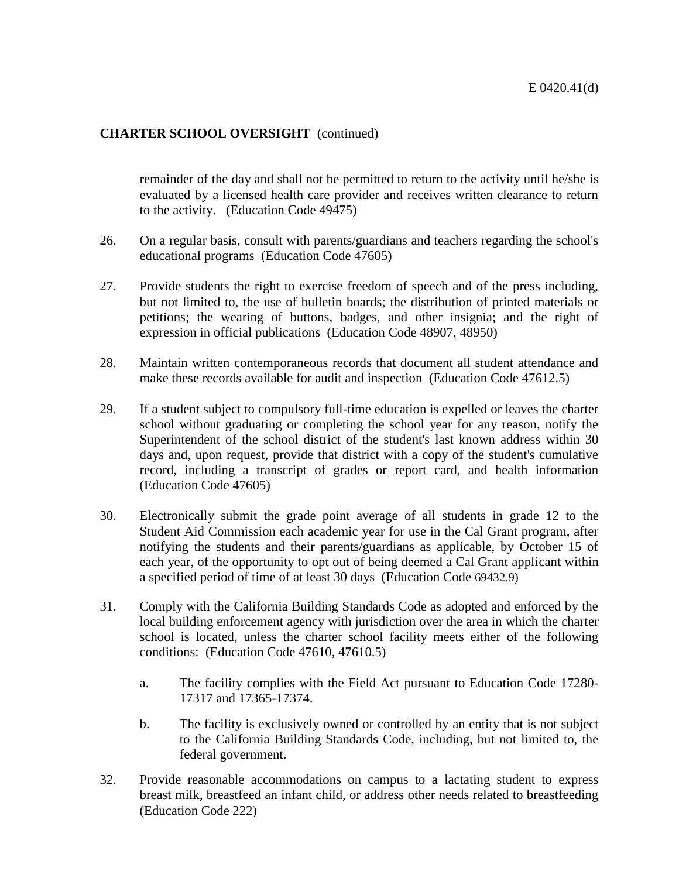**CHARTER SCHOOL OVERSIGHT** (continued)

remainder of the day and shall not be permitted to return to the activity until he/she is evaluated by a licensed health care provider and receives written clearance to return to the activity. (Education Code 49475)

26. On a regular basis, consult with parents/guardians and teachers regarding the school's educational programs (Education Code 47605)

27. Provide students the right to exercise freedom of speech and of the press including, but not limited to, the use of bulletin boards; the distribution of printed materials or petitions; the wearing of buttons, badges, and other insignia; and the right of expression in official publications (Education Code 48907, 48950)

28. Maintain written contemporaneous records that document all student attendance and make these records available for audit and inspection (Education Code 47612.5)

29. If a student subject to compulsory full-time education is expelled or leaves the charter school without graduating or completing the school year for any reason, notify the Superintendent of the school district of the student's last known address within 30 days and, upon request, provide that district with a copy of the student's cumulative record, including a transcript of grades or report card, and health information (Education Code 47605)

30. Electronically submit the grade point average of all students in grade 12 to the Student Aid Commission each academic year for use in the Cal Grant program, after notifying the students and their parents/guardians as applicable, by October 15 of each year, of the opportunity to opt out of being deemed a Cal Grant applicant within a specified period of time of at least 30 days (Education Code 69432.9)

31. Comply with the California Building Standards Code as adopted and enforced by the local building enforcement agency with jurisdiction over the area in which the charter school is located, unless the charter school facility meets either of the following conditions: (Education Code 47610, 47610.5)

    a. The facility complies with the Field Act pursuant to Education Code 17280-17317 and 17365-17374.

    b. The facility is exclusively owned or controlled by an entity that is not subject to the California Building Standards Code, including, but not limited to, the federal government.

32. Provide reasonable accommodations on campus to a lactating student to express breast milk, breastfeed an infant child, or address other needs related to breastfeeding (Education Code 222)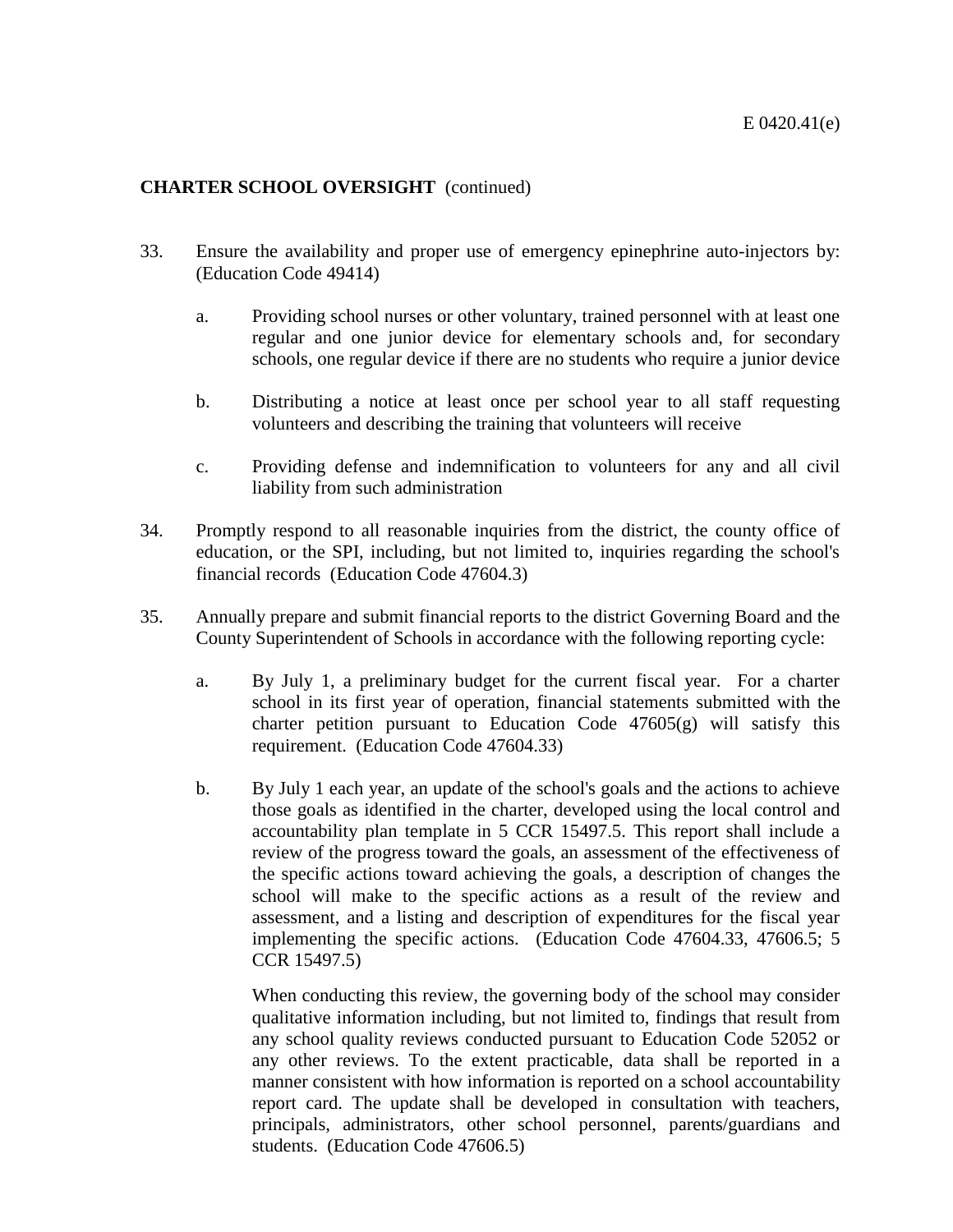**CHARTER SCHOOL OVERSIGHT** (continued)

33. Ensure the availability and proper use of emergency epinephrine auto-injectors by: (Education Code 49414)

    a. Providing school nurses or other voluntary, trained personnel with at least one regular and one junior device for elementary schools and, for secondary schools, one regular device if there are no students who require a junior device

    b. Distributing a notice at least once per school year to all staff requesting volunteers and describing the training that volunteers will receive

    c. Providing defense and indemnification to volunteers for any and all civil liability from such administration

34. Promptly respond to all reasonable inquiries from the district, the county office of education, or the SPI, including, but not limited to, inquiries regarding the school's financial records (Education Code 47604.3)

35. Annually prepare and submit financial reports to the district Governing Board and the County Superintendent of Schools in accordance with the following reporting cycle:

    a. By July 1, a preliminary budget for the current fiscal year. For a charter school in its first year of operation, financial statements submitted with the charter petition pursuant to Education Code 47605(g) will satisfy this requirement. (Education Code 47604.33)

    b. By July 1 each year, an update of the school's goals and the actions to achieve those goals as identified in the charter, developed using the local control and accountability plan template in 5 CCR 15497.5. This report shall include a review of the progress toward the goals, an assessment of the effectiveness of the specific actions toward achieving the goals, a description of changes the school will make to the specific actions as a result of the review and assessment, and a listing and description of expenditures for the fiscal year implementing the specific actions. (Education Code 47604.33, 47606.5; 5 CCR 15497.5)

       When conducting this review, the governing body of the school may consider qualitative information including, but not limited to, findings that result from any school quality reviews conducted pursuant to Education Code 52052 or any other reviews. To the extent practicable, data shall be reported in a manner consistent with how information is reported on a school accountability report card. The update shall be developed in consultation with teachers, principals, administrators, other school personnel, parents/guardians and students. (Education Code 47606.5)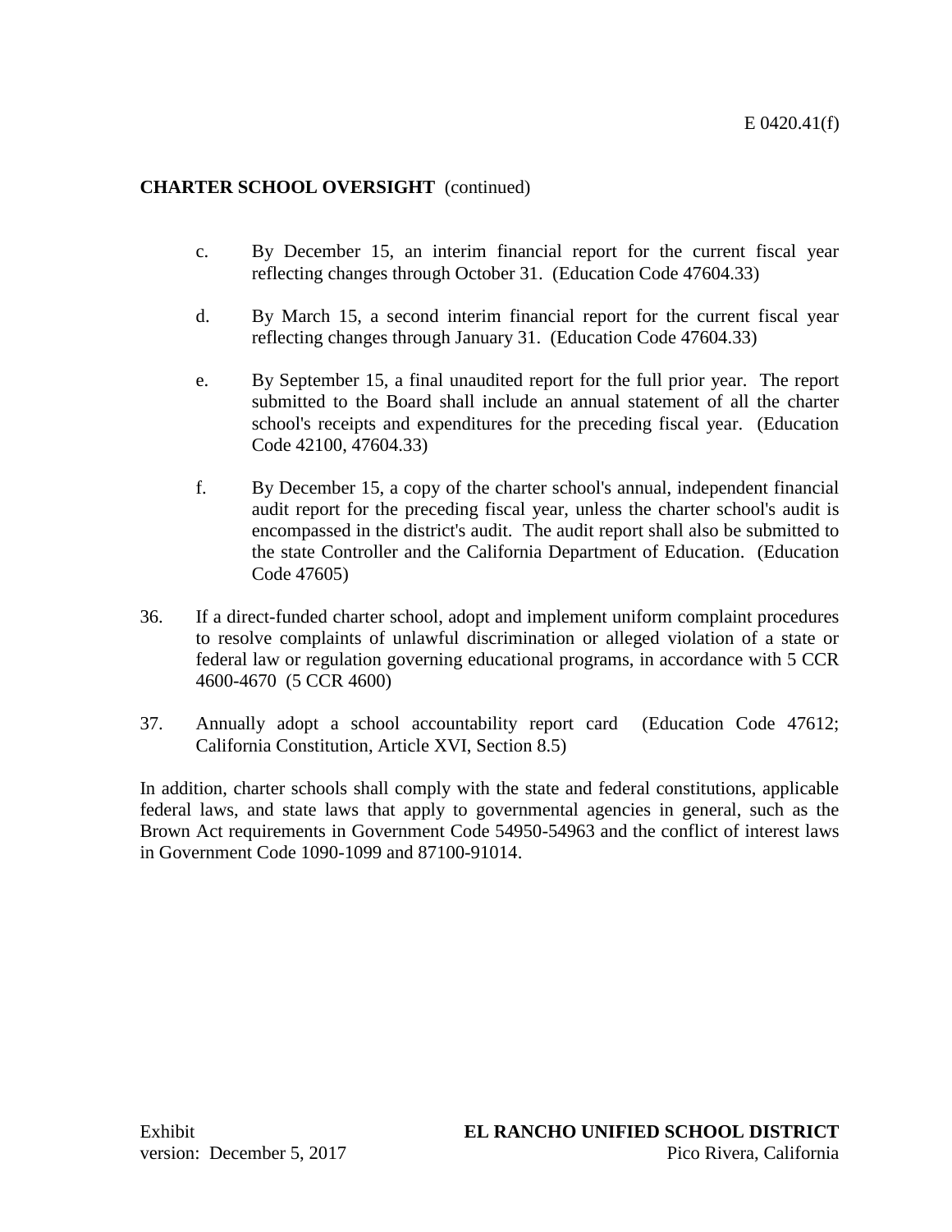**CHARTER SCHOOL OVERSIGHT** (continued)

c. By December 15, an interim financial report for the current fiscal year reflecting changes through October 31. (Education Code 47604.33)

d. By March 15, a second interim financial report for the current fiscal year reflecting changes through January 31. (Education Code 47604.33)

e. By September 15, a final unaudited report for the full prior year. The report submitted to the Board shall include an annual statement of all the charter school's receipts and expenditures for the preceding fiscal year. (Education Code 42100, 47604.33)

f. By December 15, a copy of the charter school's annual, independent financial audit report for the preceding fiscal year, unless the charter school's audit is encompassed in the district's audit. The audit report shall also be submitted to the state Controller and the California Department of Education. (Education Code 47605)

36. If a direct-funded charter school, adopt and implement uniform complaint procedures to resolve complaints of unlawful discrimination or alleged violation of a state or federal law or regulation governing educational programs, in accordance with 5 CCR 4600-4670 (5 CCR 4600)

37. Annually adopt a school accountability report card (Education Code 47612; California Constitution, Article XVI, Section 8.5)

In addition, charter schools shall comply with the state and federal constitutions, applicable federal laws, and state laws that apply to governmental agencies in general, such as the Brown Act requirements in Government Code 54950-54963 and the conflict of interest laws in Government Code 1090-1099 and 87100-91014.

Exhibit
version: December 5, 2017

**EL RANCHO UNIFIED SCHOOL DISTRICT**
Pico Rivera, California